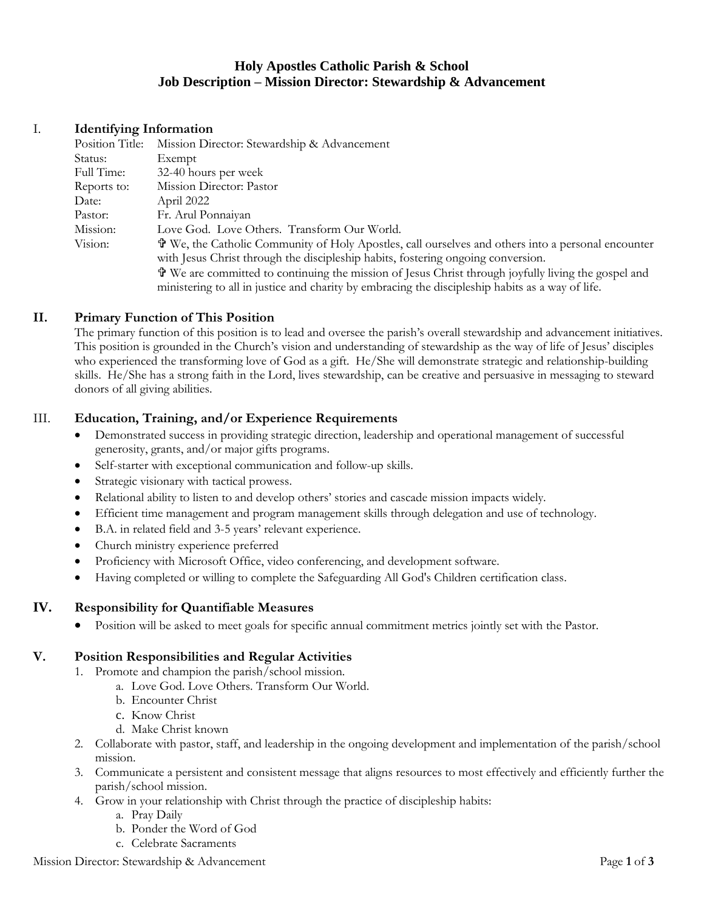# Holy Apostles Catholic Parish & School
# Job Description – Mission Director: Stewardship & Advancement

## I. Identifying Information

| | |
|---|---|
| Position Title: | Mission Director: Stewardship & Advancement |
| Status: | Exempt |
| Full Time: | 32-40 hours per week |
| Reports to: | Mission Director: Pastor |
| Date: | April 2022 |
| Pastor: | Fr. Arul Ponnaiyan |
| Mission: | Love God. Love Others. Transform Our World. |
| Vision: | ✞ We, the Catholic Community of Holy Apostles, call ourselves and others into a personal encounter with Jesus Christ through the discipleship habits, fostering ongoing conversion. ✞ We are committed to continuing the mission of Jesus Christ through joyfully living the gospel and ministering to all in justice and charity by embracing the discipleship habits as a way of life. |

## II. Primary Function of This Position

The primary function of this position is to lead and oversee the parish's overall stewardship and advancement initiatives. This position is grounded in the Church's vision and understanding of stewardship as the way of life of Jesus' disciples who experienced the transforming love of God as a gift. He/She will demonstrate strategic and relationship-building skills. He/She has a strong faith in the Lord, lives stewardship, can be creative and persuasive in messaging to steward donors of all giving abilities.

## III. Education, Training, and/or Experience Requirements

- Demonstrated success in providing strategic direction, leadership and operational management of successful generosity, grants, and/or major gifts programs.
- Self-starter with exceptional communication and follow-up skills.
- Strategic visionary with tactical prowess.
- Relational ability to listen to and develop others' stories and cascade mission impacts widely.
- Efficient time management and program management skills through delegation and use of technology.
- B.A. in related field and 3-5 years' relevant experience.
- Church ministry experience preferred
- Proficiency with Microsoft Office, video conferencing, and development software.
- Having completed or willing to complete the Safeguarding All God's Children certification class.

## IV. Responsibility for Quantifiable Measures

- Position will be asked to meet goals for specific annual commitment metrics jointly set with the Pastor.

## V. Position Responsibilities and Regular Activities

1. Promote and champion the parish/school mission.
   a. Love God. Love Others. Transform Our World.
   b. Encounter Christ
   c. Know Christ
   d. Make Christ known
2. Collaborate with pastor, staff, and leadership in the ongoing development and implementation of the parish/school mission.
3. Communicate a persistent and consistent message that aligns resources to most effectively and efficiently further the parish/school mission.
4. Grow in your relationship with Christ through the practice of discipleship habits:
   a. Pray Daily
   b. Ponder the Word of God
   c. Celebrate Sacraments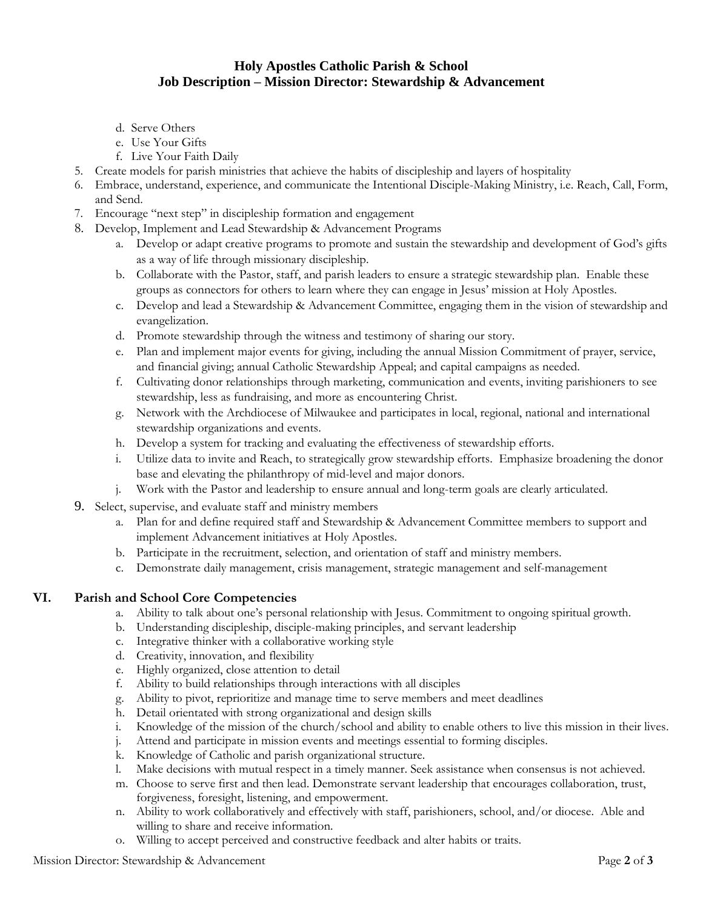d. Serve Others
e. Use Your Gifts
f. Live Your Faith Daily

5. Create models for parish ministries that achieve the habits of discipleship and layers of hospitality
6. Embrace, understand, experience, and communicate the Intentional Disciple-Making Ministry, i.e. Reach, Call, Form, and Send.
7. Encourage "next step" in discipleship formation and engagement
8. Develop, Implement and Lead Stewardship & Advancement Programs
    a. Develop or adapt creative programs to promote and sustain the stewardship and development of God's gifts as a way of life through missionary discipleship.
    b. Collaborate with the Pastor, staff, and parish leaders to ensure a strategic stewardship plan. Enable these groups as connectors for others to learn where they can engage in Jesus' mission at Holy Apostles.
    c. Develop and lead a Stewardship & Advancement Committee, engaging them in the vision of stewardship and evangelization.
    d. Promote stewardship through the witness and testimony of sharing our story.
    e. Plan and implement major events for giving, including the annual Mission Commitment of prayer, service, and financial giving; annual Catholic Stewardship Appeal; and capital campaigns as needed.
    f. Cultivating donor relationships through marketing, communication and events, inviting parishioners to see stewardship, less as fundraising, and more as encountering Christ.
    g. Network with the Archdiocese of Milwaukee and participates in local, regional, national and international stewardship organizations and events.
    h. Develop a system for tracking and evaluating the effectiveness of stewardship efforts.
    i. Utilize data to invite and Reach, to strategically grow stewardship efforts. Emphasize broadening the donor base and elevating the philanthropy of mid-level and major donors.
    j. Work with the Pastor and leadership to ensure annual and long-term goals are clearly articulated.
9. Select, supervise, and evaluate staff and ministry members
    a. Plan for and define required staff and Stewardship & Advancement Committee members to support and implement Advancement initiatives at Holy Apostles.
    b. Participate in the recruitment, selection, and orientation of staff and ministry members.
    c. Demonstrate daily management, crisis management, strategic management and self-management

## VI. Parish and School Core Competencies

a. Ability to talk about one's personal relationship with Jesus. Commitment to ongoing spiritual growth.
b. Understanding discipleship, disciple-making principles, and servant leadership
c. Integrative thinker with a collaborative working style
d. Creativity, innovation, and flexibility
e. Highly organized, close attention to detail
f. Ability to build relationships through interactions with all disciples
g. Ability to pivot, reprioritize and manage time to serve members and meet deadlines
h. Detail orientated with strong organizational and design skills
i. Knowledge of the mission of the church/school and ability to enable others to live this mission in their lives.
j. Attend and participate in mission events and meetings essential to forming disciples.
k. Knowledge of Catholic and parish organizational structure.
l. Make decisions with mutual respect in a timely manner. Seek assistance when consensus is not achieved.
m. Choose to serve first and then lead. Demonstrate servant leadership that encourages collaboration, trust, forgiveness, foresight, listening, and empowerment.
n. Ability to work collaboratively and effectively with staff, parishioners, school, and/or diocese. Able and willing to share and receive information.
o. Willing to accept perceived and constructive feedback and alter habits or traits.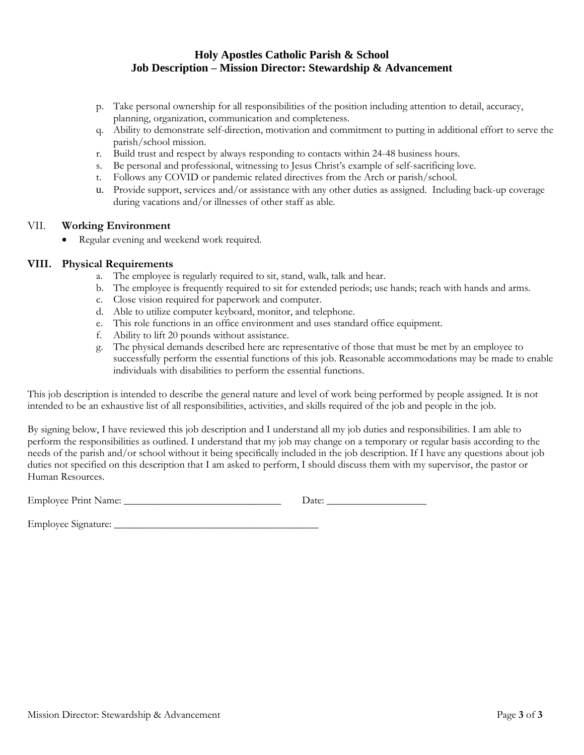p. Take personal ownership for all responsibilities of the position including attention to detail, accuracy, planning, organization, communication and completeness.
q. Ability to demonstrate self-direction, motivation and commitment to putting in additional effort to serve the parish/school mission.
r. Build trust and respect by always responding to contacts within 24-48 business hours.
s. Be personal and professional, witnessing to Jesus Christ's example of self-sacrificing love.
t. Follows any COVID or pandemic related directives from the Arch or parish/school.
u. Provide support, services and/or assistance with any other duties as assigned. Including back-up coverage during vacations and/or illnesses of other staff as able.

## VII. Working Environment

- Regular evening and weekend work required.

## VIII. Physical Requirements

a. The employee is regularly required to sit, stand, walk, talk and hear.
b. The employee is frequently required to sit for extended periods; use hands; reach with hands and arms.
c. Close vision required for paperwork and computer.
d. Able to utilize computer keyboard, monitor, and telephone.
e. This role functions in an office environment and uses standard office equipment.
f. Ability to lift 20 pounds without assistance.
g. The physical demands described here are representative of those that must be met by an employee to successfully perform the essential functions of this job. Reasonable accommodations may be made to enable individuals with disabilities to perform the essential functions.

This job description is intended to describe the general nature and level of work being performed by people assigned. It is not intended to be an exhaustive list of all responsibilities, activities, and skills required of the job and people in the job.

By signing below, I have reviewed this job description and I understand all my job duties and responsibilities. I am able to perform the responsibilities as outlined. I understand that my job may change on a temporary or regular basis according to the needs of the parish and/or school without it being specifically included in the job description. If I have any questions about job duties not specified on this description that I am asked to perform, I should discuss them with my supervisor, the pastor or Human Resources.

Employee Print Name: ______________________________ Date: ___________________

Employee Signature: ______________________________________